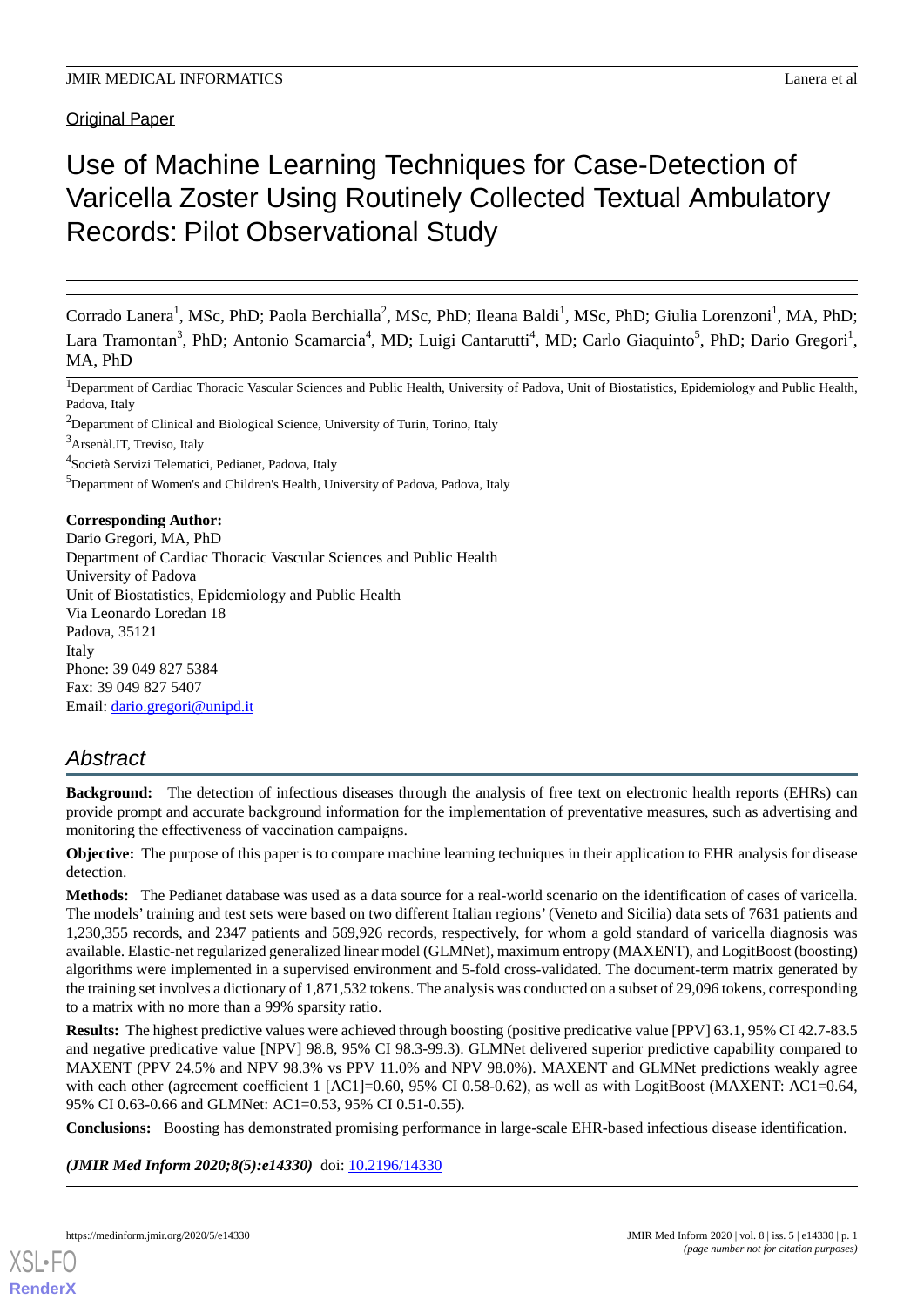Original Paper

# Use of Machine Learning Techniques for Case-Detection of Varicella Zoster Using Routinely Collected Textual Ambulatory Records: Pilot Observational Study

Corrado Lanera[1], MSc, PhD; Paola Berchialla[2], MSc, PhD; Ileana Baldi[1], MSc, PhD; Giulia Lorenzoni[1], MA, PhD; Lara Tramontan[3], PhD; Antonio Scamarcia[4], MD; Luigi Cantarutti[4], MD; Carlo Giaquinto[5], PhD; Dario Gregori[1], MA, PhD

[1]Department of Cardiac Thoracic Vascular Sciences and Public Health, University of Padova, Unit of Biostatistics, Epidemiology and Public Health, Padova, Italy

[2]Department of Clinical and Biological Science, University of Turin, Torino, Italy

[3]Arsenàl.IT, Treviso, Italy

[4]Società Servizi Telematici, Pedianet, Padova, Italy

[5]Department of Women's and Children's Health, University of Padova, Padova, Italy

**Corresponding Author:**
Dario Gregori, MA, PhD
Department of Cardiac Thoracic Vascular Sciences and Public Health
University of Padova
Unit of Biostatistics, Epidemiology and Public Health
Via Leonardo Loredan 18
Padova, 35121
Italy
Phone: 39 049 827 5384
Fax: 39 049 827 5407
Email: dario.gregori@unipd.it

## Abstract

**Background:** The detection of infectious diseases through the analysis of free text on electronic health reports (EHRs) can provide prompt and accurate background information for the implementation of preventative measures, such as advertising and monitoring the effectiveness of vaccination campaigns.

**Objective:** The purpose of this paper is to compare machine learning techniques in their application to EHR analysis for disease detection.

**Methods:** The Pedianet database was used as a data source for a real-world scenario on the identification of cases of varicella. The models' training and test sets were based on two different Italian regions' (Veneto and Sicilia) data sets of 7631 patients and 1,230,355 records, and 2347 patients and 569,926 records, respectively, for whom a gold standard of varicella diagnosis was available. Elastic-net regularized generalized linear model (GLMNet), maximum entropy (MAXENT), and LogitBoost (boosting) algorithms were implemented in a supervised environment and 5-fold cross-validated. The document-term matrix generated by the training set involves a dictionary of 1,871,532 tokens. The analysis was conducted on a subset of 29,096 tokens, corresponding to a matrix with no more than a 99% sparsity ratio.

**Results:** The highest predictive values were achieved through boosting (positive predicative value [PPV] 63.1, 95% CI 42.7-83.5 and negative predicative value [NPV] 98.8, 95% CI 98.3-99.3). GLMNet delivered superior predictive capability compared to MAXENT (PPV 24.5% and NPV 98.3% vs PPV 11.0% and NPV 98.0%). MAXENT and GLMNet predictions weakly agree with each other (agreement coefficient 1 [AC1]=0.60, 95% CI 0.58-0.62), as well as with LogitBoost (MAXENT: AC1=0.64, 95% CI 0.63-0.66 and GLMNet: AC1=0.53, 95% CI 0.51-0.55).

**Conclusions:** Boosting has demonstrated promising performance in large-scale EHR-based infectious disease identification.

***(JMIR Med Inform 2020;8(5):e14330)*** doi: 10.2196/14330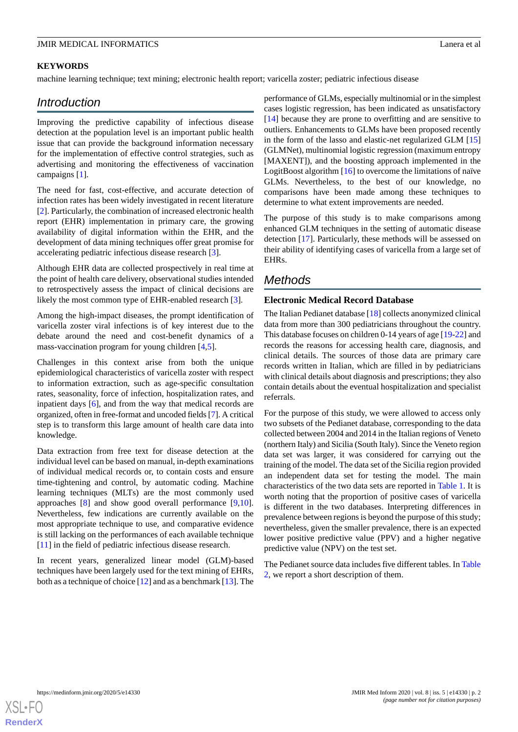**KEYWORDS**

machine learning technique; text mining; electronic health report; varicella zoster; pediatric infectious disease

## Introduction

Improving the predictive capability of infectious disease detection at the population level is an important public health issue that can provide the background information necessary for the implementation of effective control strategies, such as advertising and monitoring the effectiveness of vaccination campaigns [1].

The need for fast, cost-effective, and accurate detection of infection rates has been widely investigated in recent literature [2]. Particularly, the combination of increased electronic health report (EHR) implementation in primary care, the growing availability of digital information within the EHR, and the development of data mining techniques offer great promise for accelerating pediatric infectious disease research [3].

Although EHR data are collected prospectively in real time at the point of health care delivery, observational studies intended to retrospectively assess the impact of clinical decisions are likely the most common type of EHR-enabled research [3].

Among the high-impact diseases, the prompt identification of varicella zoster viral infections is of key interest due to the debate around the need and cost-benefit dynamics of a mass-vaccination program for young children [4,5].

Challenges in this context arise from both the unique epidemiological characteristics of varicella zoster with respect to information extraction, such as age-specific consultation rates, seasonality, force of infection, hospitalization rates, and inpatient days [6], and from the way that medical records are organized, often in free-format and uncoded fields [7]. A critical step is to transform this large amount of health care data into knowledge.

Data extraction from free text for disease detection at the individual level can be based on manual, in-depth examinations of individual medical records or, to contain costs and ensure time-tightening and control, by automatic coding. Machine learning techniques (MLTs) are the most commonly used approaches [8] and show good overall performance [9,10]. Nevertheless, few indications are currently available on the most appropriate technique to use, and comparative evidence is still lacking on the performances of each available technique [11] in the field of pediatric infectious disease research.

In recent years, generalized linear model (GLM)-based techniques have been largely used for the text mining of EHRs, both as a technique of choice [12] and as a benchmark [13]. The performance of GLMs, especially multinomial or in the simplest cases logistic regression, has been indicated as unsatisfactory [14] because they are prone to overfitting and are sensitive to outliers. Enhancements to GLMs have been proposed recently in the form of the lasso and elastic-net regularized GLM [15] (GLMNet), multinomial logistic regression (maximum entropy [MAXENT]), and the boosting approach implemented in the LogitBoost algorithm [16] to overcome the limitations of naïve GLMs. Nevertheless, to the best of our knowledge, no comparisons have been made among these techniques to determine to what extent improvements are needed.

The purpose of this study is to make comparisons among enhanced GLM techniques in the setting of automatic disease detection [17]. Particularly, these methods will be assessed on their ability of identifying cases of varicella from a large set of EHRs.

## Methods

### Electronic Medical Record Database

The Italian Pedianet database [18] collects anonymized clinical data from more than 300 pediatricians throughout the country. This database focuses on children 0-14 years of age [19-22] and records the reasons for accessing health care, diagnosis, and clinical details. The sources of those data are primary care records written in Italian, which are filled in by pediatricians with clinical details about diagnosis and prescriptions; they also contain details about the eventual hospitalization and specialist referrals.

For the purpose of this study, we were allowed to access only two subsets of the Pedianet database, corresponding to the data collected between 2004 and 2014 in the Italian regions of Veneto (northern Italy) and Sicilia (South Italy). Since the Veneto region data set was larger, it was considered for carrying out the training of the model. The data set of the Sicilia region provided an independent data set for testing the model. The main characteristics of the two data sets are reported in Table 1. It is worth noting that the proportion of positive cases of varicella is different in the two databases. Interpreting differences in prevalence between regions is beyond the purpose of this study; nevertheless, given the smaller prevalence, there is an expected lower positive predictive value (PPV) and a higher negative predictive value (NPV) on the test set.

The Pedianet source data includes five different tables. In Table 2, we report a short description of them.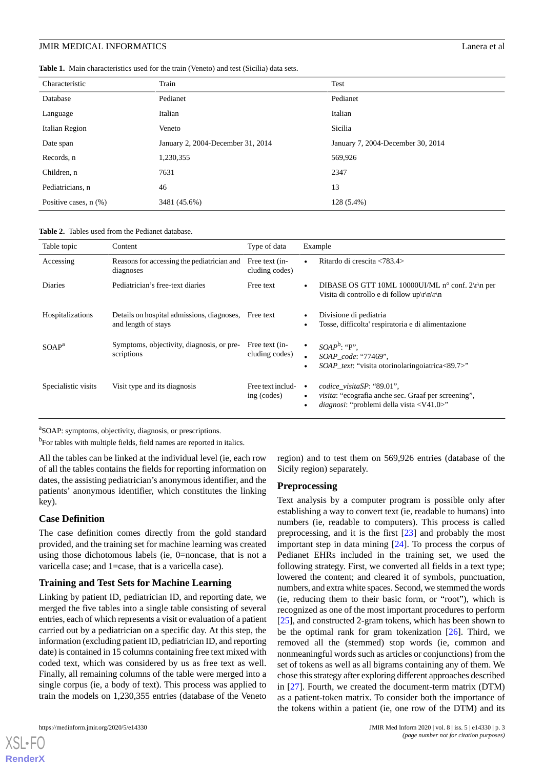**Table 1.** Main characteristics used for the train (Veneto) and test (Sicilia) data sets.

| Characteristic | Train | Test |
|---|---|---|
| Database | Pedianet | Pedianet |
| Language | Italian | Italian |
| Italian Region | Veneto | Sicilia |
| Date span | January 2, 2004-December 31, 2014 | January 7, 2004-December 30, 2014 |
| Records, n | 1,230,355 | 569,926 |
| Children, n | 7631 | 2347 |
| Pediatricians, n | 46 | 13 |
| Positive cases, n (%) | 3481 (45.6%) | 128 (5.4%) |

**Table 2.** Tables used from the Pedianet database.

| Table topic | Content | Type of data | Example |
|---|---|---|---|
| Accessing | Reasons for accessing the pediatrician and diagnoses | Free text (including codes) | • Ritardo di crescita <783.4> |
| Diaries | Pediatrician's free-text diaries | Free text | • DIBASE OS GTT 10ML 10000UI/ML n° conf. 2\r\n per Visita di controllo e di follow up\r\n\r\n |
| Hospitalizations | Details on hospital admissions, diagnoses, and length of stays | Free text | • Divisione di pediatria<br>• Tosse, difficolta' respiratoria e di alimentazione |
| SOAP[a] | Symptoms, objectivity, diagnosis, or prescriptions | Free text (including codes) | • *SOAP*[b]: "P",<br>• *SOAP_code*: "77469",<br>• *SOAP_text*: "visita otorinolaringoiatrica<89.7>" |
| Specialistic visits | Visit type and its diagnosis | Free text including (codes) | • *codice_visitaSP*: "89.01",<br>• *visita*: "ecografia anche sec. Graaf per screening",<br>• *diagnosi*: "problemi della vista <V41.0>" |

[a]SOAP: symptoms, objectivity, diagnosis, or prescriptions.

[b]For tables with multiple fields, field names are reported in italics.

All the tables can be linked at the individual level (ie, each row of all the tables contains the fields for reporting information on dates, the assisting pediatrician's anonymous identifier, and the patients' anonymous identifier, which constitutes the linking key).

## Case Definition

The case definition comes directly from the gold standard provided, and the training set for machine learning was created using those dichotomous labels (ie, 0=noncase, that is not a varicella case; and 1=case, that is a varicella case).

## Training and Test Sets for Machine Learning

Linking by patient ID, pediatrician ID, and reporting date, we merged the five tables into a single table consisting of several entries, each of which represents a visit or evaluation of a patient carried out by a pediatrician on a specific day. At this step, the information (excluding patient ID, pediatrician ID, and reporting date) is contained in 15 columns containing free text mixed with coded text, which was considered by us as free text as well. Finally, all remaining columns of the table were merged into a single corpus (ie, a body of text). This process was applied to train the models on 1,230,355 entries (database of the Veneto region) and to test them on 569,926 entries (database of the Sicily region) separately.

## Preprocessing

Text analysis by a computer program is possible only after establishing a way to convert text (ie, readable to humans) into numbers (ie, readable to computers). This process is called preprocessing, and it is the first [23] and probably the most important step in data mining [24]. To process the corpus of Pedianet EHRs included in the training set, we used the following strategy. First, we converted all fields in a text type; lowered the content; and cleared it of symbols, punctuation, numbers, and extra white spaces. Second, we stemmed the words (ie, reducing them to their basic form, or "root"), which is recognized as one of the most important procedures to perform [25], and constructed 2-gram tokens, which has been shown to be the optimal rank for gram tokenization [26]. Third, we removed all the (stemmed) stop words (ie, common and nonmeaningful words such as articles or conjunctions) from the set of tokens as well as all bigrams containing any of them. We chose this strategy after exploring different approaches described in [27]. Fourth, we created the document-term matrix (DTM) as a patient-token matrix. To consider both the importance of the tokens within a patient (ie, one row of the DTM) and its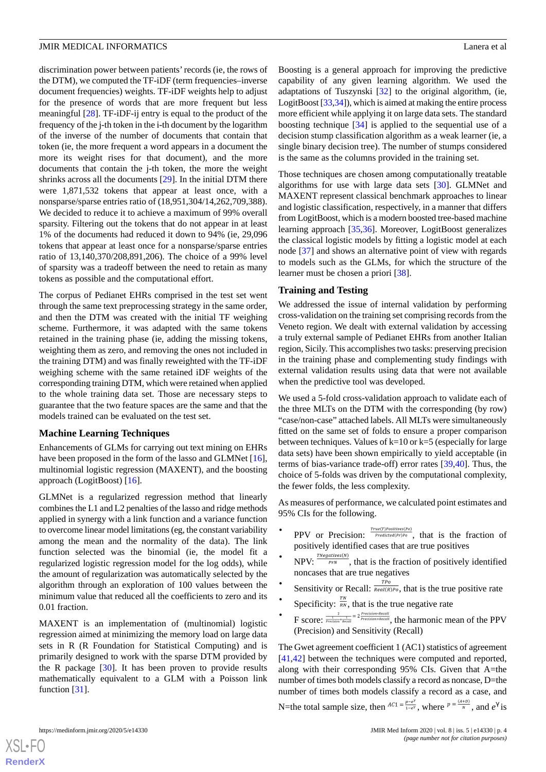discrimination power between patients' records (ie, the rows of the DTM), we computed the TF-iDF (term frequencies–inverse document frequencies) weights. TF-iDF weights help to adjust for the presence of words that are more frequent but less meaningful [28]. TF-iDF-ij entry is equal to the product of the frequency of the j-th token in the i-th document by the logarithm of the inverse of the number of documents that contain that token (ie, the more frequent a word appears in a document the more its weight rises for that document), and the more documents that contain the j-th token, the more the weight shrinks across all the documents [29]. In the initial DTM there were 1,871,532 tokens that appear at least once, with a nonsparse/sparse entries ratio of (18,951,304/14,262,709,388). We decided to reduce it to achieve a maximum of 99% overall sparsity. Filtering out the tokens that do not appear in at least 1% of the documents had reduced it down to 94% (ie, 29,096 tokens that appear at least once for a nonsparse/sparse entries ratio of 13,140,370/208,891,206). The choice of a 99% level of sparsity was a tradeoff between the need to retain as many tokens as possible and the computational effort.

The corpus of Pedianet EHRs comprised in the test set went through the same text preprocessing strategy in the same order, and then the DTM was created with the initial TF weighing scheme. Furthermore, it was adapted with the same tokens retained in the training phase (ie, adding the missing tokens, weighting them as zero, and removing the ones not included in the training DTM) and was finally reweighted with the TF-iDF weighing scheme with the same retained iDF weights of the corresponding training DTM, which were retained when applied to the whole training data set. Those are necessary steps to guarantee that the two feature spaces are the same and that the models trained can be evaluated on the test set.

### Machine Learning Techniques

Enhancements of GLMs for carrying out text mining on EHRs have been proposed in the form of the lasso and GLMNet [16], multinomial logistic regression (MAXENT), and the boosting approach (LogitBoost) [16].

GLMNet is a regularized regression method that linearly combines the L1 and L2 penalties of the lasso and ridge methods applied in synergy with a link function and a variance function to overcome linear model limitations (eg, the constant variability among the mean and the normality of the data). The link function selected was the binomial (ie, the model fit a regularized logistic regression model for the log odds), while the amount of regularization was automatically selected by the algorithm through an exploration of 100 values between the minimum value that reduced all the coefficients to zero and its 0.01 fraction.

MAXENT is an implementation of (multinomial) logistic regression aimed at minimizing the memory load on large data sets in R (R Foundation for Statistical Computing) and is primarily designed to work with the sparse DTM provided by the R package [30]. It has been proven to provide results mathematically equivalent to a GLM with a Poisson link function [31].

Boosting is a general approach for improving the predictive capability of any given learning algorithm. We used the adaptations of Tuszynski [32] to the original algorithm, (ie, LogitBoost [33,34]), which is aimed at making the entire process more efficient while applying it on large data sets. The standard boosting technique [34] is applied to the sequential use of a decision stump classification algorithm as a weak learner (ie, a single binary decision tree). The number of stumps considered is the same as the columns provided in the training set.

Those techniques are chosen among computationally treatable algorithms for use with large data sets [30]. GLMNet and MAXENT represent classical benchmark approaches to linear and logistic classification, respectively, in a manner that differs from LogitBoost, which is a modern boosted tree-based machine learning approach [35,36]. Moreover, LogitBoost generalizes the classical logistic models by fitting a logistic model at each node [37] and shows an alternative point of view with regards to models such as the GLMs, for which the structure of the learner must be chosen a priori [38].

### Training and Testing

We addressed the issue of internal validation by performing cross-validation on the training set comprising records from the Veneto region. We dealt with external validation by accessing a truly external sample of Pedianet EHRs from another Italian region, Sicily. This accomplishes two tasks: preserving precision in the training phase and complementing study findings with external validation results using data that were not available when the predictive tool was developed.

We used a 5-fold cross-validation approach to validate each of the three MLTs on the DTM with the corresponding (by row) "case/non-case" attached labels. All MLTs were simultaneously fitted on the same set of folds to ensure a proper comparison between techniques. Values of k=10 or k=5 (especially for large data sets) have been shown empirically to yield acceptable (in terms of bias-variance trade-off) error rates [39,40]. Thus, the choice of 5-folds was driven by the computational complexity, the fewer folds, the less complexity.

As measures of performance, we calculated point estimates and 95% CIs for the following.

- PPV or Precision: $\frac{True(T)Positives(Po)}{Predicted(Pr)Po}$, that is the fraction of positively identified cases that are true positives
- NPV: $\frac{TNegatives(N)}{PrN}$, that is the fraction of positively identified noncases that are true negatives
- Sensitivity or Recall: $\frac{TPo}{Real(R)Po}$, that is the true positive rate
- Specificity: $\frac{TN}{RN}$, that is the true negative rate
- F score: $\frac{2}{\frac{1}{Precision}+\frac{1}{Recall}} = 2\frac{Precision*Recall}{Precision+Recall}$, the harmonic mean of the PPV (Precision) and Sensitivity (Recall)

The Gwet agreement coefficient 1 (AC1) statistics of agreement [41,42] between the techniques were computed and reported, along with their corresponding 95% CIs. Given that A=the number of times both models classify a record as noncase, D=the number of times both models classify a record as a case, and N=the total sample size, then $AC1 = \frac{p - e^{\gamma}}{1 - e^{\gamma}}$, where $p = \frac{(A+D)}{N}$, and $e^{\gamma}$ is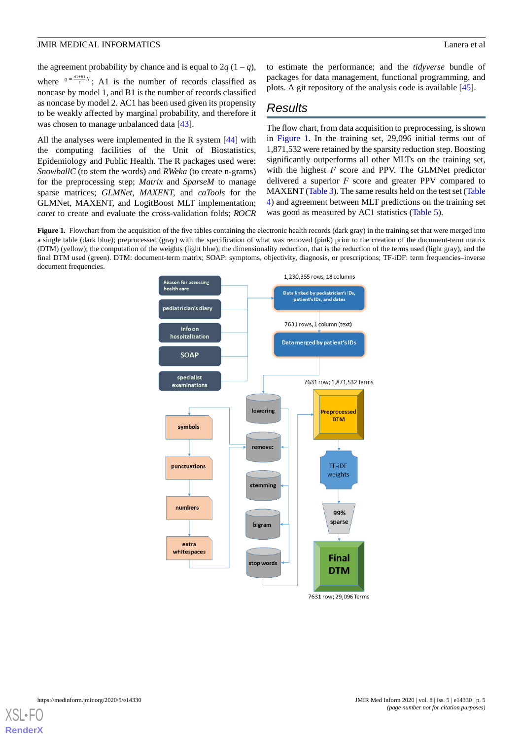the agreement probability by chance and is equal to $2q(1 - q)$, where $q = \frac{A1+B1}{2}N$; A1 is the number of records classified as noncase by model 1, and B1 is the number of records classified as noncase by model 2. AC1 has been used given its propensity to be weakly affected by marginal probability, and therefore it was chosen to manage unbalanced data [43].

All the analyses were implemented in the R system [44] with the computing facilities of the Unit of Biostatistics, Epidemiology and Public Health. The R packages used were: *SnowballC* (to stem the words) and *RWeka* (to create n-grams) for the preprocessing step; *Matrix* and *SparseM* to manage sparse matrices; *GLMNet*, *MAXENT*, and *caTools* for the GLMNet, MAXENT, and LogitBoost MLT implementation; *caret* to create and evaluate the cross-validation folds; *ROCR* to estimate the performance; and the *tidyverse* bundle of packages for data management, functional programming, and plots. A git repository of the analysis code is available [45].

## Results

The flow chart, from data acquisition to preprocessing, is shown in Figure 1. In the training set, 29,096 initial terms out of 1,871,532 were retained by the sparsity reduction step. Boosting significantly outperforms all other MLTs on the training set, with the highest *F* score and PPV. The GLMNet predictor delivered a superior *F* score and greater PPV compared to MAXENT (Table 3). The same results held on the test set (Table 4) and agreement between MLT predictions on the training set was good as measured by AC1 statistics (Table 5).

**Figure 1.** Flowchart from the acquisition of the five tables containing the electronic health records (dark gray) in the training set that were merged into a single table (dark blue); preprocessed (gray) with the specification of what was removed (pink) prior to the creation of the document-term matrix (DTM) (yellow); the computation of the weights (light blue); the dimensionality reduction, that is the reduction of the terms used (light gray), and the final DTM used (green). DTM: document-term matrix; SOAP: symptoms, objectivity, diagnosis, or prescriptions; TF-iDF: term frequencies–inverse document frequencies.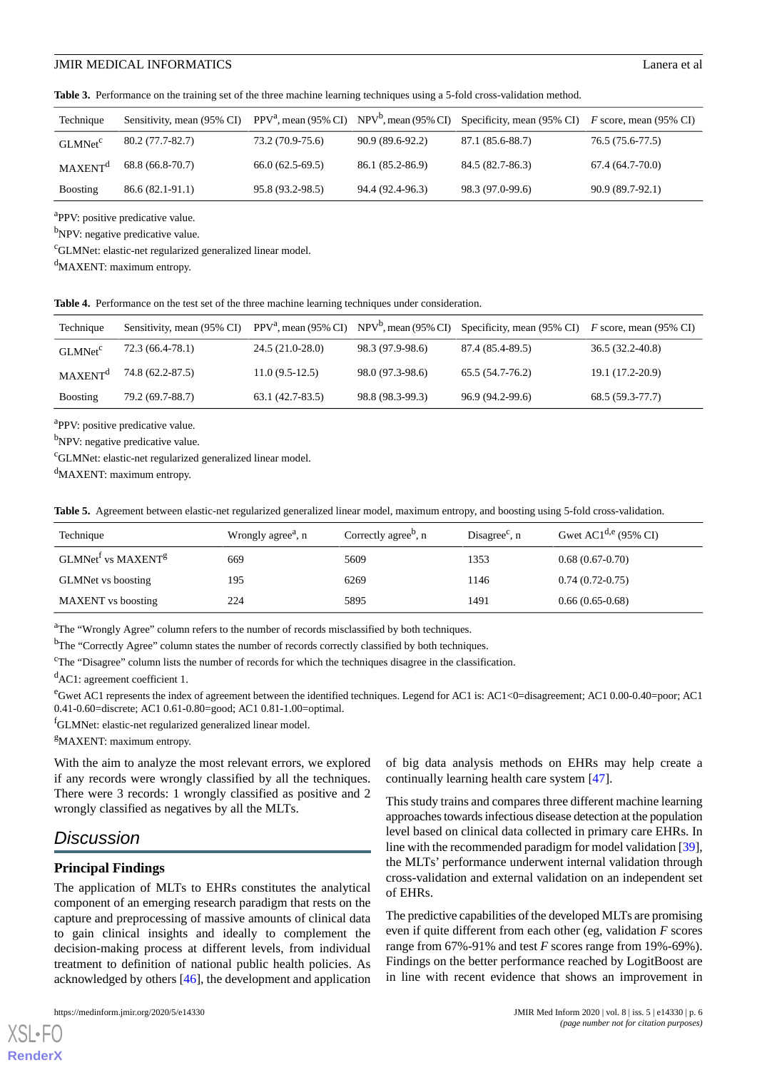**Table 3.** Performance on the training set of the three machine learning techniques using a 5-fold cross-validation method.

| Technique | Sensitivity, mean (95% CI) | PPV[a], mean (95% CI) | NPV[b], mean (95% CI) | Specificity, mean (95% CI) | *F* score, mean (95% CI) |
|---|---|---|---|---|---|
| GLMNet[c] | 80.2 (77.7-82.7) | 73.2 (70.9-75.6) | 90.9 (89.6-92.2) | 87.1 (85.6-88.7) | 76.5 (75.6-77.5) |
| MAXENT[d] | 68.8 (66.8-70.7) | 66.0 (62.5-69.5) | 86.1 (85.2-86.9) | 84.5 (82.7-86.3) | 67.4 (64.7-70.0) |
| Boosting | 86.6 (82.1-91.1) | 95.8 (93.2-98.5) | 94.4 (92.4-96.3) | 98.3 (97.0-99.6) | 90.9 (89.7-92.1) |

[a]PPV: positive predicative value.

[b]NPV: negative predicative value.

[c]GLMNet: elastic-net regularized generalized linear model.

[d]MAXENT: maximum entropy.

**Table 4.** Performance on the test set of the three machine learning techniques under consideration.

| Technique | Sensitivity, mean (95% CI) | PPV[a], mean (95% CI) | NPV[b], mean (95% CI) | Specificity, mean (95% CI) | *F* score, mean (95% CI) |
|---|---|---|---|---|---|
| GLMNet[c] | 72.3 (66.4-78.1) | 24.5 (21.0-28.0) | 98.3 (97.9-98.6) | 87.4 (85.4-89.5) | 36.5 (32.2-40.8) |
| MAXENT[d] | 74.8 (62.2-87.5) | 11.0 (9.5-12.5) | 98.0 (97.3-98.6) | 65.5 (54.7-76.2) | 19.1 (17.2-20.9) |
| Boosting | 79.2 (69.7-88.7) | 63.1 (42.7-83.5) | 98.8 (98.3-99.3) | 96.9 (94.2-99.6) | 68.5 (59.3-77.7) |

[a]PPV: positive predicative value.

[b]NPV: negative predicative value.

[c]GLMNet: elastic-net regularized generalized linear model.

[d]MAXENT: maximum entropy.

**Table 5.** Agreement between elastic-net regularized generalized linear model, maximum entropy, and boosting using 5-fold cross-validation.

| Technique | Wrongly agree[a], n | Correctly agree[b], n | Disagree[c], n | Gwet AC1[d,e] (95% CI) |
|---|---|---|---|---|
| GLMNet[f] vs MAXENT[g] | 669 | 5609 | 1353 | 0.68 (0.67-0.70) |
| GLMNet vs boosting | 195 | 6269 | 1146 | 0.74 (0.72-0.75) |
| MAXENT vs boosting | 224 | 5895 | 1491 | 0.66 (0.65-0.68) |

[a]The "Wrongly Agree" column refers to the number of records misclassified by both techniques.

[b]The "Correctly Agree" column states the number of records correctly classified by both techniques.

[c]The "Disagree" column lists the number of records for which the techniques disagree in the classification.

[d]AC1: agreement coefficient 1.

[e]Gwet AC1 represents the index of agreement between the identified techniques. Legend for AC1 is: AC1<0=disagreement; AC1 0.00-0.40=poor; AC1 0.41-0.60=discrete; AC1 0.61-0.80=good; AC1 0.81-1.00=optimal.

[f]GLMNet: elastic-net regularized generalized linear model.

[g]MAXENT: maximum entropy.

With the aim to analyze the most relevant errors, we explored if any records were wrongly classified by all the techniques. There were 3 records: 1 wrongly classified as positive and 2 wrongly classified as negatives by all the MLTs.

## Discussion

### Principal Findings

The application of MLTs to EHRs constitutes the analytical component of an emerging research paradigm that rests on the capture and preprocessing of massive amounts of clinical data to gain clinical insights and ideally to complement the decision-making process at different levels, from individual treatment to definition of national public health policies. As acknowledged by others [46], the development and application of big data analysis methods on EHRs may help create a continually learning health care system [47].

This study trains and compares three different machine learning approaches towards infectious disease detection at the population level based on clinical data collected in primary care EHRs. In line with the recommended paradigm for model validation [39], the MLTs' performance underwent internal validation through cross-validation and external validation on an independent set of EHRs.

The predictive capabilities of the developed MLTs are promising even if quite different from each other (eg, validation *F* scores range from 67%-91% and test *F* scores range from 19%-69%). Findings on the better performance reached by LogitBoost are in line with recent evidence that shows an improvement in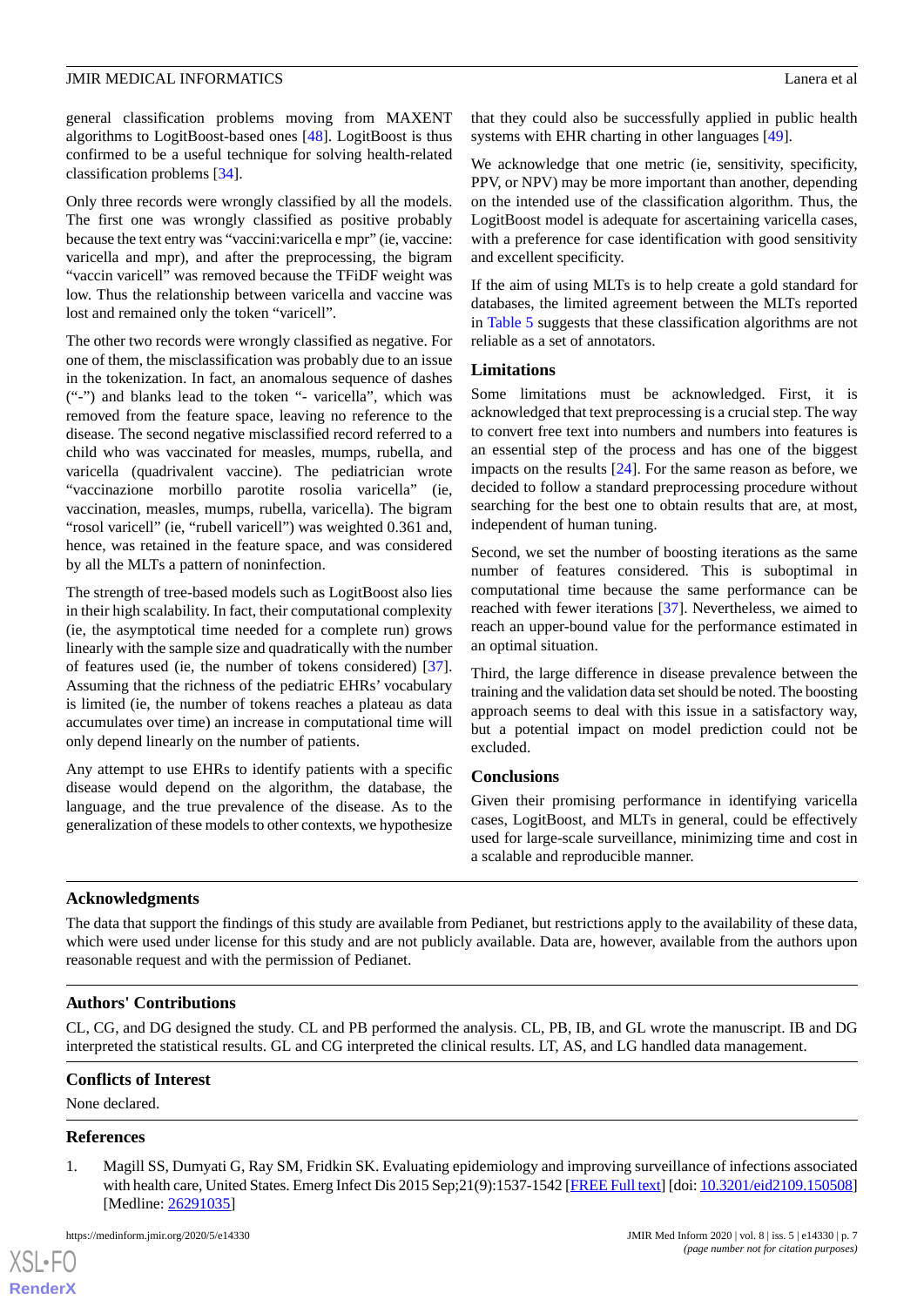general classification problems moving from MAXENT algorithms to LogitBoost-based ones [48]. LogitBoost is thus confirmed to be a useful technique for solving health-related classification problems [34].

Only three records were wrongly classified by all the models. The first one was wrongly classified as positive probably because the text entry was "vaccini:varicella e mpr" (ie, vaccine: varicella and mpr), and after the preprocessing, the bigram "vaccin varicell" was removed because the TFiDF weight was low. Thus the relationship between varicella and vaccine was lost and remained only the token "varicell".

The other two records were wrongly classified as negative. For one of them, the misclassification was probably due to an issue in the tokenization. In fact, an anomalous sequence of dashes ("-") and blanks lead to the token "- varicella", which was removed from the feature space, leaving no reference to the disease. The second negative misclassified record referred to a child who was vaccinated for measles, mumps, rubella, and varicella (quadrivalent vaccine). The pediatrician wrote "vaccinazione morbillo parotite rosolia varicella" (ie, vaccination, measles, mumps, rubella, varicella). The bigram "rosol varicell" (ie, "rubell varicell") was weighted 0.361 and, hence, was retained in the feature space, and was considered by all the MLTs a pattern of noninfection.

The strength of tree-based models such as LogitBoost also lies in their high scalability. In fact, their computational complexity (ie, the asymptotical time needed for a complete run) grows linearly with the sample size and quadratically with the number of features used (ie, the number of tokens considered) [37]. Assuming that the richness of the pediatric EHRs' vocabulary is limited (ie, the number of tokens reaches a plateau as data accumulates over time) an increase in computational time will only depend linearly on the number of patients.

Any attempt to use EHRs to identify patients with a specific disease would depend on the algorithm, the database, the language, and the true prevalence of the disease. As to the generalization of these models to other contexts, we hypothesize that they could also be successfully applied in public health systems with EHR charting in other languages [49].

We acknowledge that one metric (ie, sensitivity, specificity, PPV, or NPV) may be more important than another, depending on the intended use of the classification algorithm. Thus, the LogitBoost model is adequate for ascertaining varicella cases, with a preference for case identification with good sensitivity and excellent specificity.

If the aim of using MLTs is to help create a gold standard for databases, the limited agreement between the MLTs reported in Table 5 suggests that these classification algorithms are not reliable as a set of annotators.

### Limitations

Some limitations must be acknowledged. First, it is acknowledged that text preprocessing is a crucial step. The way to convert free text into numbers and numbers into features is an essential step of the process and has one of the biggest impacts on the results [24]. For the same reason as before, we decided to follow a standard preprocessing procedure without searching for the best one to obtain results that are, at most, independent of human tuning.

Second, we set the number of boosting iterations as the same number of features considered. This is suboptimal in computational time because the same performance can be reached with fewer iterations [37]. Nevertheless, we aimed to reach an upper-bound value for the performance estimated in an optimal situation.

Third, the large difference in disease prevalence between the training and the validation data set should be noted. The boosting approach seems to deal with this issue in a satisfactory way, but a potential impact on model prediction could not be excluded.

### Conclusions

Given their promising performance in identifying varicella cases, LogitBoost, and MLTs in general, could be effectively used for large-scale surveillance, minimizing time and cost in a scalable and reproducible manner.

## Acknowledgments

The data that support the findings of this study are available from Pedianet, but restrictions apply to the availability of these data, which were used under license for this study and are not publicly available. Data are, however, available from the authors upon reasonable request and with the permission of Pedianet.

## Authors' Contributions

CL, CG, and DG designed the study. CL and PB performed the analysis. CL, PB, IB, and GL wrote the manuscript. IB and DG interpreted the statistical results. GL and CG interpreted the clinical results. LT, AS, and LG handled data management.

## Conflicts of Interest

None declared.

## References

1. Magill SS, Dumyati G, Ray SM, Fridkin SK. Evaluating epidemiology and improving surveillance of infections associated with health care, United States. Emerg Infect Dis 2015 Sep;21(9):1537-1542 [FREE Full text] [doi: 10.3201/eid2109.150508] [Medline: 26291035]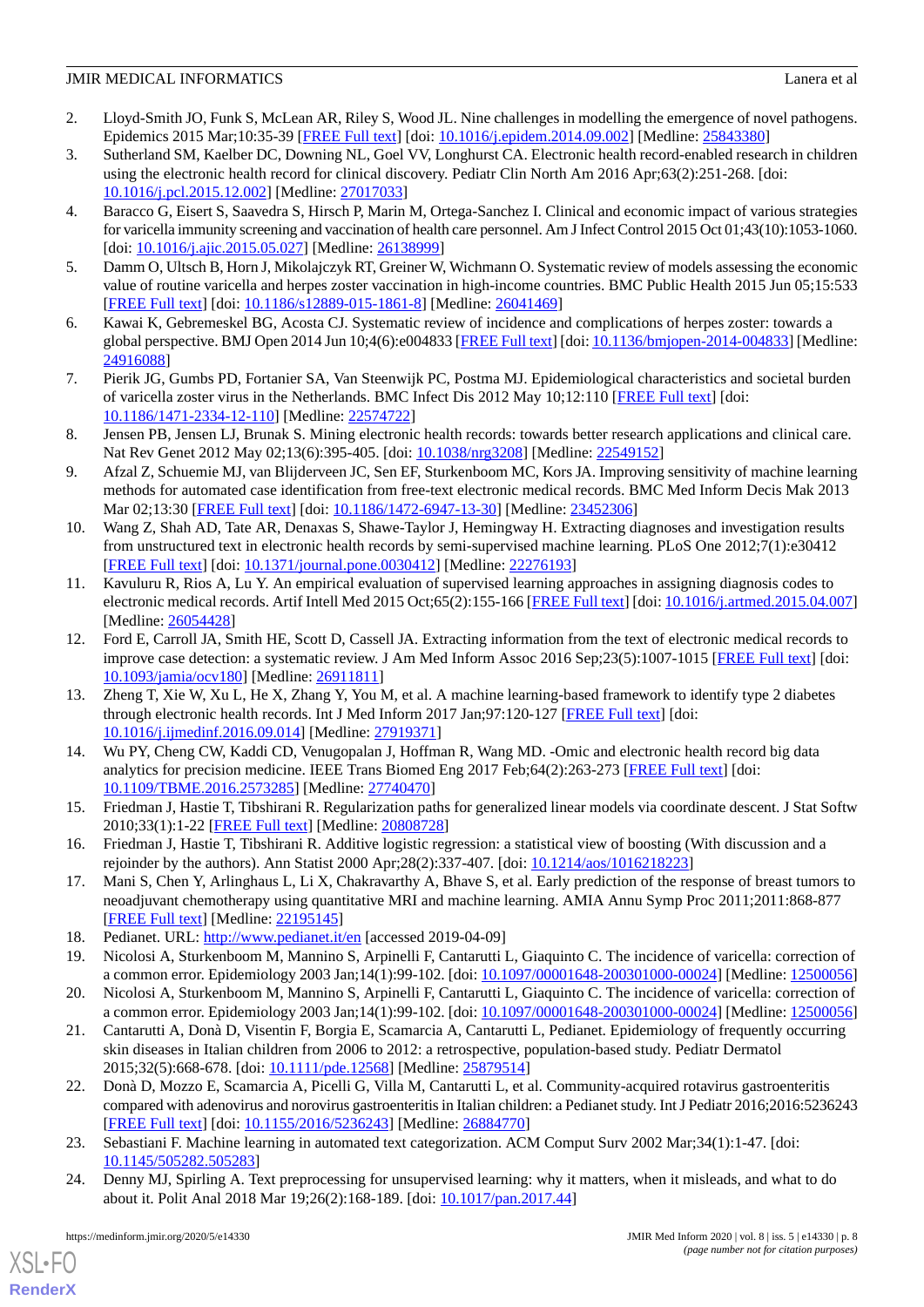2. Lloyd-Smith JO, Funk S, McLean AR, Riley S, Wood JL. Nine challenges in modelling the emergence of novel pathogens. Epidemics 2015 Mar;10:35-39 [FREE Full text] [doi: 10.1016/j.epidem.2014.09.002] [Medline: 25843380]
3. Sutherland SM, Kaelber DC, Downing NL, Goel VV, Longhurst CA. Electronic health record-enabled research in children using the electronic health record for clinical discovery. Pediatr Clin North Am 2016 Apr;63(2):251-268. [doi: 10.1016/j.pcl.2015.12.002] [Medline: 27017033]
4. Baracco G, Eisert S, Saavedra S, Hirsch P, Marin M, Ortega-Sanchez I. Clinical and economic impact of various strategies for varicella immunity screening and vaccination of health care personnel. Am J Infect Control 2015 Oct 01;43(10):1053-1060. [doi: 10.1016/j.ajic.2015.05.027] [Medline: 26138999]
5. Damm O, Ultsch B, Horn J, Mikolajczyk RT, Greiner W, Wichmann O. Systematic review of models assessing the economic value of routine varicella and herpes zoster vaccination in high-income countries. BMC Public Health 2015 Jun 05;15:533 [FREE Full text] [doi: 10.1186/s12889-015-1861-8] [Medline: 26041469]
6. Kawai K, Gebremeskel BG, Acosta CJ. Systematic review of incidence and complications of herpes zoster: towards a global perspective. BMJ Open 2014 Jun 10;4(6):e004833 [FREE Full text] [doi: 10.1136/bmjopen-2014-004833] [Medline: 24916088]
7. Pierik JG, Gumbs PD, Fortanier SA, Van Steenwijk PC, Postma MJ. Epidemiological characteristics and societal burden of varicella zoster virus in the Netherlands. BMC Infect Dis 2012 May 10;12:110 [FREE Full text] [doi: 10.1186/1471-2334-12-110] [Medline: 22574722]
8. Jensen PB, Jensen LJ, Brunak S. Mining electronic health records: towards better research applications and clinical care. Nat Rev Genet 2012 May 02;13(6):395-405. [doi: 10.1038/nrg3208] [Medline: 22549152]
9. Afzal Z, Schuemie MJ, van Blijderveen JC, Sen EF, Sturkenboom MC, Kors JA. Improving sensitivity of machine learning methods for automated case identification from free-text electronic medical records. BMC Med Inform Decis Mak 2013 Mar 02;13:30 [FREE Full text] [doi: 10.1186/1472-6947-13-30] [Medline: 23452306]
10. Wang Z, Shah AD, Tate AR, Denaxas S, Shawe-Taylor J, Hemingway H. Extracting diagnoses and investigation results from unstructured text in electronic health records by semi-supervised machine learning. PLoS One 2012;7(1):e30412 [FREE Full text] [doi: 10.1371/journal.pone.0030412] [Medline: 22276193]
11. Kavuluru R, Rios A, Lu Y. An empirical evaluation of supervised learning approaches in assigning diagnosis codes to electronic medical records. Artif Intell Med 2015 Oct;65(2):155-166 [FREE Full text] [doi: 10.1016/j.artmed.2015.04.007] [Medline: 26054428]
12. Ford E, Carroll JA, Smith HE, Scott D, Cassell JA. Extracting information from the text of electronic medical records to improve case detection: a systematic review. J Am Med Inform Assoc 2016 Sep;23(5):1007-1015 [FREE Full text] [doi: 10.1093/jamia/ocv180] [Medline: 26911811]
13. Zheng T, Xie W, Xu L, He X, Zhang Y, You M, et al. A machine learning-based framework to identify type 2 diabetes through electronic health records. Int J Med Inform 2017 Jan;97:120-127 [FREE Full text] [doi: 10.1016/j.ijmedinf.2016.09.014] [Medline: 27919371]
14. Wu PY, Cheng CW, Kaddi CD, Venugopalan J, Hoffman R, Wang MD. -Omic and electronic health record big data analytics for precision medicine. IEEE Trans Biomed Eng 2017 Feb;64(2):263-273 [FREE Full text] [doi: 10.1109/TBME.2016.2573285] [Medline: 27740470]
15. Friedman J, Hastie T, Tibshirani R. Regularization paths for generalized linear models via coordinate descent. J Stat Softw 2010;33(1):1-22 [FREE Full text] [Medline: 20808728]
16. Friedman J, Hastie T, Tibshirani R. Additive logistic regression: a statistical view of boosting (With discussion and a rejoinder by the authors). Ann Statist 2000 Apr;28(2):337-407. [doi: 10.1214/aos/1016218223]
17. Mani S, Chen Y, Arlinghaus L, Li X, Chakravarthy A, Bhave S, et al. Early prediction of the response of breast tumors to neoadjuvant chemotherapy using quantitative MRI and machine learning. AMIA Annu Symp Proc 2011;2011:868-877 [FREE Full text] [Medline: 22195145]
18. Pedianet. URL: http://www.pedianet.it/en [accessed 2019-04-09]
19. Nicolosi A, Sturkenboom M, Mannino S, Arpinelli F, Cantarutti L, Giaquinto C. The incidence of varicella: correction of a common error. Epidemiology 2003 Jan;14(1):99-102. [doi: 10.1097/00001648-200301000-00024] [Medline: 12500056]
20. Nicolosi A, Sturkenboom M, Mannino S, Arpinelli F, Cantarutti L, Giaquinto C. The incidence of varicella: correction of a common error. Epidemiology 2003 Jan;14(1):99-102. [doi: 10.1097/00001648-200301000-00024] [Medline: 12500056]
21. Cantarutti A, Donà D, Visentin F, Borgia E, Scamarcia A, Cantarutti L, Pedianet. Epidemiology of frequently occurring skin diseases in Italian children from 2006 to 2012: a retrospective, population-based study. Pediatr Dermatol 2015;32(5):668-678. [doi: 10.1111/pde.12568] [Medline: 25879514]
22. Donà D, Mozzo E, Scamarcia A, Picelli G, Villa M, Cantarutti L, et al. Community-acquired rotavirus gastroenteritis compared with adenovirus and norovirus gastroenteritis in Italian children: a Pedianet study. Int J Pediatr 2016;2016:5236243 [FREE Full text] [doi: 10.1155/2016/5236243] [Medline: 26884770]
23. Sebastiani F. Machine learning in automated text categorization. ACM Comput Surv 2002 Mar;34(1):1-47. [doi: 10.1145/505282.505283]
24. Denny MJ, Spirling A. Text preprocessing for unsupervised learning: why it matters, when it misleads, and what to do about it. Polit Anal 2018 Mar 19;26(2):168-189. [doi: 10.1017/pan.2017.44]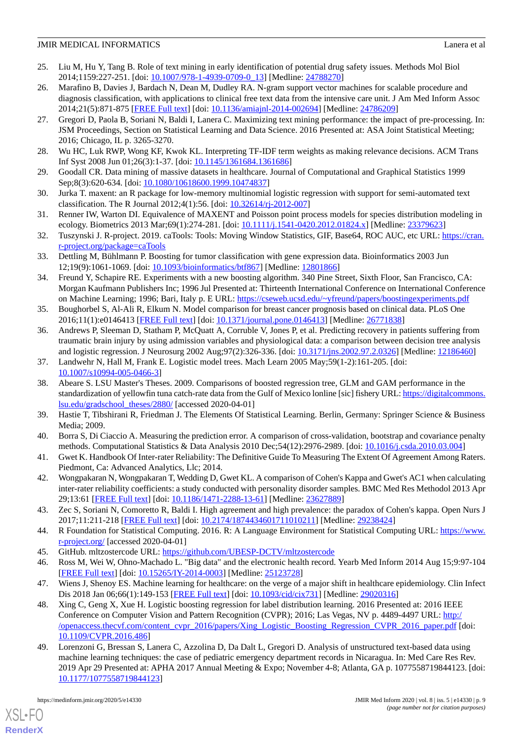25. Liu M, Hu Y, Tang B. Role of text mining in early identification of potential drug safety issues. Methods Mol Biol 2014;1159:227-251. [doi: 10.1007/978-1-4939-0709-0_13] [Medline: 24788270]
26. Marafino B, Davies J, Bardach N, Dean M, Dudley RA. N-gram support vector machines for scalable procedure and diagnosis classification, with applications to clinical free text data from the intensive care unit. J Am Med Inform Assoc 2014;21(5):871-875 [FREE Full text] [doi: 10.1136/amiajnl-2014-002694] [Medline: 24786209]
27. Gregori D, Paola B, Soriani N, Baldi I, Lanera C. Maximizing text mining performance: the impact of pre-processing. In: JSM Proceedings, Section on Statistical Learning and Data Science. 2016 Presented at: ASA Joint Statistical Meeting; 2016; Chicago, IL p. 3265-3270.
28. Wu HC, Luk RWP, Wong KF, Kwok KL. Interpreting TF-IDF term weights as making relevance decisions. ACM Trans Inf Syst 2008 Jun 01;26(3):1-37. [doi: 10.1145/1361684.1361686]
29. Goodall CR. Data mining of massive datasets in healthcare. Journal of Computational and Graphical Statistics 1999 Sep;8(3):620-634. [doi: 10.1080/10618600.1999.10474837]
30. Jurka T. maxent: an R package for low-memory multinomial logistic regression with support for semi-automated text classification. The R Journal 2012;4(1):56. [doi: 10.32614/rj-2012-007]
31. Renner IW, Warton DI. Equivalence of MAXENT and Poisson point process models for species distribution modeling in ecology. Biometrics 2013 Mar;69(1):274-281. [doi: 10.1111/j.1541-0420.2012.01824.x] [Medline: 23379623]
32. Tuszynski J. R-project. 2019. caTools: Tools: Moving Window Statistics, GIF, Base64, ROC AUC, etc URL: https://cran.r-project.org/package=caTools
33. Dettling M, Bühlmann P. Boosting for tumor classification with gene expression data. Bioinformatics 2003 Jun 12;19(9):1061-1069. [doi: 10.1093/bioinformatics/btf867] [Medline: 12801866]
34. Freund Y, Schapire RE. Experiments with a new boosting algorithm. 340 Pine Street, Sixth Floor, San Francisco, CA: Morgan Kaufmann Publishers Inc; 1996 Jul Presented at: Thirteenth International Conference on International Conference on Machine Learning; 1996; Bari, Italy p. E URL: https://cseweb.ucsd.edu/~yfreund/papers/boostingexperiments.pdf
35. Boughorbel S, Al-Ali R, Elkum N. Model comparison for breast cancer prognosis based on clinical data. PLoS One 2016;11(1):e0146413 [FREE Full text] [doi: 10.1371/journal.pone.0146413] [Medline: 26771838]
36. Andrews P, Sleeman D, Statham P, McQuatt A, Corruble V, Jones P, et al. Predicting recovery in patients suffering from traumatic brain injury by using admission variables and physiological data: a comparison between decision tree analysis and logistic regression. J Neurosurg 2002 Aug;97(2):326-336. [doi: 10.3171/jns.2002.97.2.0326] [Medline: 12186460]
37. Landwehr N, Hall M, Frank E. Logistic model trees. Mach Learn 2005 May;59(1-2):161-205. [doi: 10.1007/s10994-005-0466-3]
38. Abeare S. LSU Master's Theses. 2009. Comparisons of boosted regression tree, GLM and GAM performance in the standardization of yellowfin tuna catch-rate data from the Gulf of Mexico lonline [sic] fishery URL: https://digitalcommons.lsu.edu/gradschool_theses/2880/ [accessed 2020-04-01]
39. Hastie T, Tibshirani R, Friedman J. The Elements Of Statistical Learning. Berlin, Germany: Springer Science & Business Media; 2009.
40. Borra S, Di Ciaccio A. Measuring the prediction error. A comparison of cross-validation, bootstrap and covariance penalty methods. Computational Statistics & Data Analysis 2010 Dec;54(12):2976-2989. [doi: 10.1016/j.csda.2010.03.004]
41. Gwet K. Handbook Of Inter-rater Reliability: The Definitive Guide To Measuring The Extent Of Agreement Among Raters. Piedmont, Ca: Advanced Analytics, Llc; 2014.
42. Wongpakaran N, Wongpakaran T, Wedding D, Gwet KL. A comparison of Cohen's Kappa and Gwet's AC1 when calculating inter-rater reliability coefficients: a study conducted with personality disorder samples. BMC Med Res Methodol 2013 Apr 29;13:61 [FREE Full text] [doi: 10.1186/1471-2288-13-61] [Medline: 23627889]
43. Zec S, Soriani N, Comoretto R, Baldi I. High agreement and high prevalence: the paradox of Cohen's kappa. Open Nurs J 2017;11:211-218 [FREE Full text] [doi: 10.2174/1874434601711010211] [Medline: 29238424]
44. R Foundation for Statistical Computing. 2016. R: A Language Environment for Statistical Computing URL: https://www.r-project.org/ [accessed 2020-04-01]
45. GitHub. mltzostercode URL: https://github.com/UBESP-DCTV/mltzostercode
46. Ross M, Wei W, Ohno-Machado L. "Big data" and the electronic health record. Yearb Med Inform 2014 Aug 15;9:97-104 [FREE Full text] [doi: 10.15265/IY-2014-0003] [Medline: 25123728]
47. Wiens J, Shenoy ES. Machine learning for healthcare: on the verge of a major shift in healthcare epidemiology. Clin Infect Dis 2018 Jan 06;66(1):149-153 [FREE Full text] [doi: 10.1093/cid/cix731] [Medline: 29020316]
48. Xing C, Geng X, Xue H. Logistic boosting regression for label distribution learning. 2016 Presented at: 2016 IEEE Conference on Computer Vision and Pattern Recognition (CVPR); 2016; Las Vegas, NV p. 4489-4497 URL: http://openaccess.thecvf.com/content_cvpr_2016/papers/Xing_Logistic_Boosting_Regression_CVPR_2016_paper.pdf [doi: 10.1109/CVPR.2016.486]
49. Lorenzoni G, Bressan S, Lanera C, Azzolina D, Da Dalt L, Gregori D. Analysis of unstructured text-based data using machine learning techniques: the case of pediatric emergency department records in Nicaragua. In: Med Care Res Rev. 2019 Apr 29 Presented at: APHA 2017 Annual Meeting & Expo; November 4-8; Atlanta, GA p. 1077558719844123. [doi: 10.1177/1077558719844123]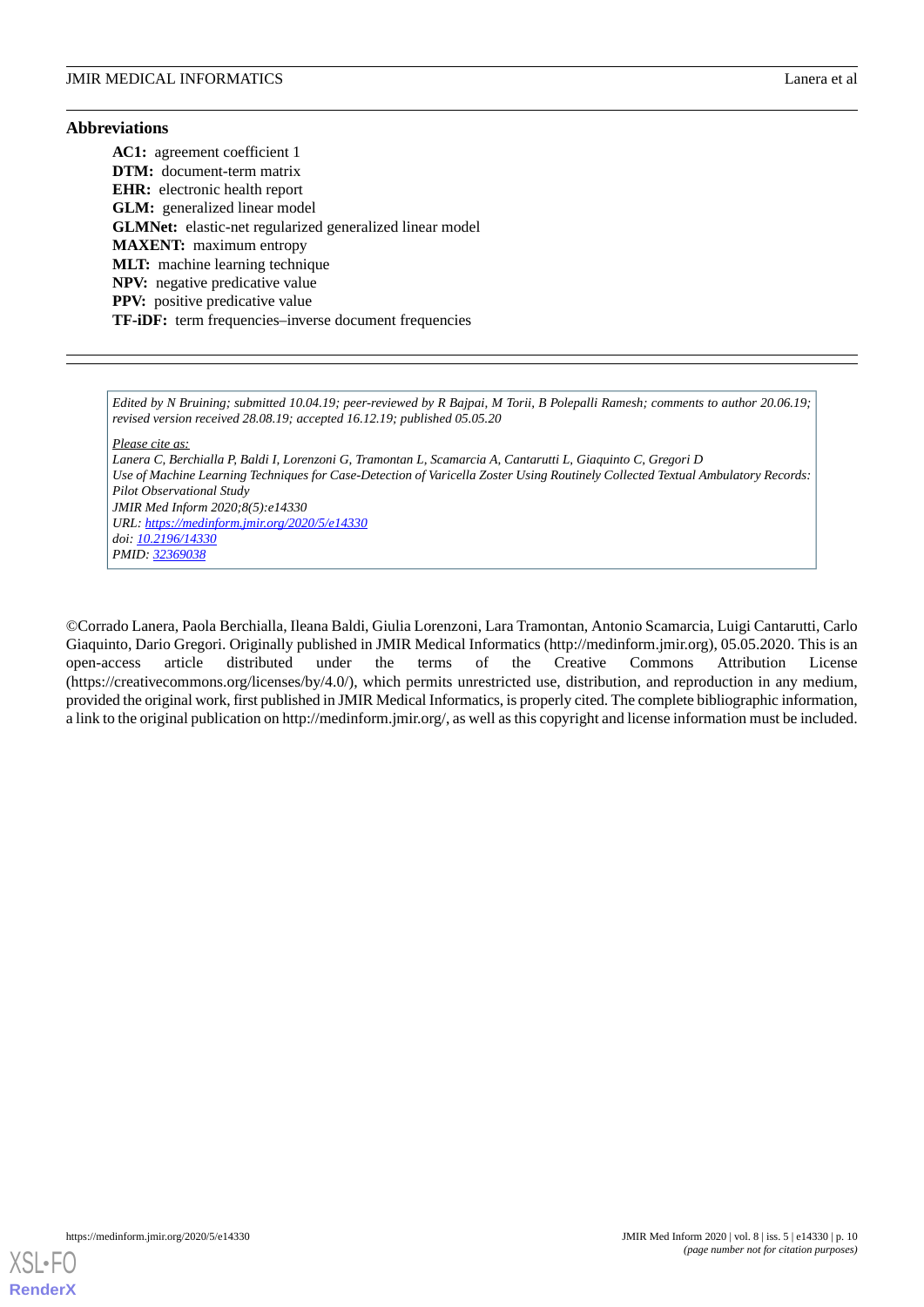## Abbreviations

**AC1:** agreement coefficient 1
**DTM:** document-term matrix
**EHR:** electronic health report
**GLM:** generalized linear model
**GLMNet:** elastic-net regularized generalized linear model
**MAXENT:** maximum entropy
**MLT:** machine learning technique
**NPV:** negative predicative value
**PPV:** positive predicative value
**TF-iDF:** term frequencies–inverse document frequencies

---

*Edited by N Bruining; submitted 10.04.19; peer-reviewed by R Bajpai, M Torii, B Polepalli Ramesh; comments to author 20.06.19; revised version received 28.08.19; accepted 16.12.19; published 05.05.20*

*Please cite as:*
*Lanera C, Berchialla P, Baldi I, Lorenzoni G, Tramontan L, Scamarcia A, Cantarutti L, Giaquinto C, Gregori D*
*Use of Machine Learning Techniques for Case-Detection of Varicella Zoster Using Routinely Collected Textual Ambulatory Records: Pilot Observational Study*
*JMIR Med Inform 2020;8(5):e14330*
*URL: https://medinform.jmir.org/2020/5/e14330*
*doi: 10.2196/14330*
*PMID: 32369038*

©Corrado Lanera, Paola Berchialla, Ileana Baldi, Giulia Lorenzoni, Lara Tramontan, Antonio Scamarcia, Luigi Cantarutti, Carlo Giaquinto, Dario Gregori. Originally published in JMIR Medical Informatics (http://medinform.jmir.org), 05.05.2020. This is an open-access article distributed under the terms of the Creative Commons Attribution License (https://creativecommons.org/licenses/by/4.0/), which permits unrestricted use, distribution, and reproduction in any medium, provided the original work, first published in JMIR Medical Informatics, is properly cited. The complete bibliographic information, a link to the original publication on http://medinform.jmir.org/, as well as this copyright and license information must be included.